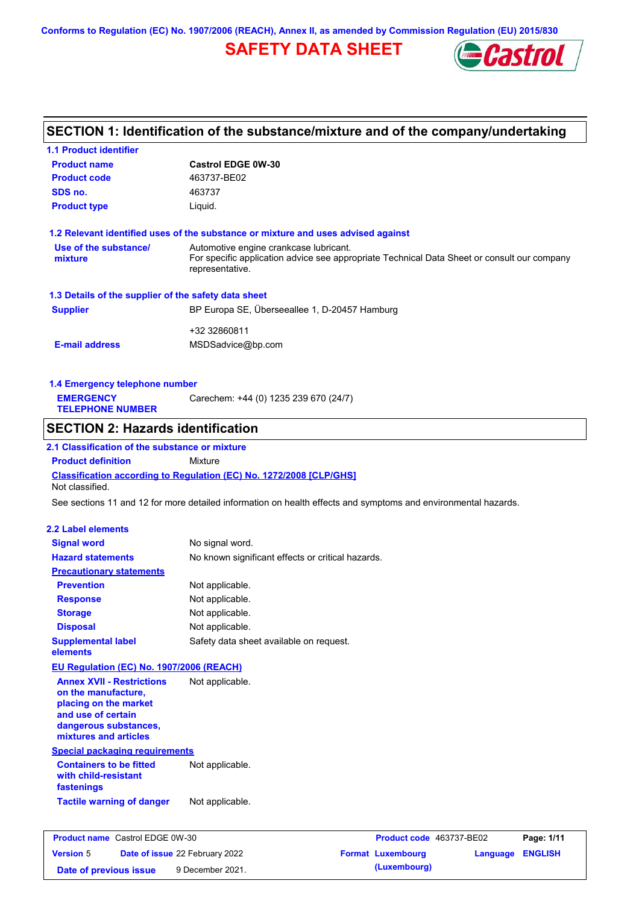Conforms to Regulation (EC) No. 1907/2006 (REACH), Annex II, as amended by Commission Regulation (EU) 2015/830

# SAFETY DATA SHEET

Castrol

## SECTION 1: Identification of the substance/mixture and of the company/undertaking

### 1.1 Product identifier

| | |
|---|---|
| **Product name** | **Castrol EDGE 0W-30** |
| **Product code** | 463737-BE02 |
| **SDS no.** | 463737 |
| **Product type** | Liquid. |

### 1.2 Relevant identified uses of the substance or mixture and uses advised against

| | |
|---|---|
| **Use of the substance/ mixture** | Automotive engine crankcase lubricant. For specific application advice see appropriate Technical Data Sheet or consult our company representative. |

### 1.3 Details of the supplier of the safety data sheet

| | |
|---|---|
| **Supplier** | BP Europa SE, Überseeallee 1, D-20457 Hamburg |
| | +32 32860811 |
| **E-mail address** | MSDSadvice@bp.com |

### 1.4 Emergency telephone number

| | |
|---|---|
| **EMERGENCY TELEPHONE NUMBER** | Carechem: +44 (0) 1235 239 670 (24/7) |

## SECTION 2: Hazards identification

### 2.1 Classification of the substance or mixture

**Product definition** Mixture

**Classification according to Regulation (EC) No. 1272/2008 [CLP/GHS]**

Not classified.

See sections 11 and 12 for more detailed information on health effects and symptoms and environmental hazards.

### 2.2 Label elements

| | |
|---|---|
| **Signal word** | No signal word. |
| **Hazard statements** | No known significant effects or critical hazards. |
| **Precautionary statements** | |
| **Prevention** | Not applicable. |
| **Response** | Not applicable. |
| **Storage** | Not applicable. |
| **Disposal** | Not applicable. |
| **Supplemental label elements** | Safety data sheet available on request. |

**EU Regulation (EC) No. 1907/2006 (REACH)**

| | |
|---|---|
| **Annex XVII - Restrictions on the manufacture, placing on the market and use of certain dangerous substances, mixtures and articles** | Not applicable. |

**Special packaging requirements**

| | |
|---|---|
| **Containers to be fitted with child-resistant fastenings** | Not applicable. |
| **Tactile warning of danger** | Not applicable. |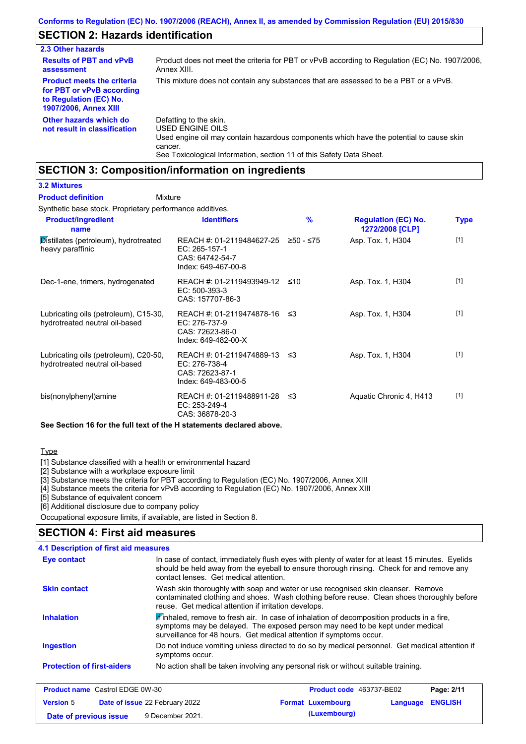Conforms to Regulation (EC) No. 1907/2006 (REACH), Annex II, as amended by Commission Regulation (EU) 2015/830

## SECTION 2: Hazards identification

### 2.3 Other hazards

**Results of PBT and vPvB assessment**
Product does not meet the criteria for PBT or vPvB according to Regulation (EC) No. 1907/2006, Annex XIII.

**Product meets the criteria for PBT or vPvB according to Regulation (EC) No. 1907/2006, Annex XIII**
This mixture does not contain any substances that are assessed to be a PBT or a vPvB.

**Other hazards which do not result in classification**
Defatting to the skin.
USED ENGINE OILS
Used engine oil may contain hazardous components which have the potential to cause skin cancer.
See Toxicological Information, section 11 of this Safety Data Sheet.

## SECTION 3: Composition/information on ingredients

### 3.2 Mixtures

**Product definition** Mixture

Synthetic base stock. Proprietary performance additives.

| Product/ingredient name | Identifiers | % | Regulation (EC) No. 1272/2008 [CLP] | Type |
|---|---|---|---|---|
| Distillates (petroleum), hydrotreated heavy paraffinic | REACH #: 01-2119484627-25<br>EC: 265-157-1<br>CAS: 64742-54-7<br>Index: 649-467-00-8 | ≥50 - ≤75 | Asp. Tox. 1, H304 | [1] |
| Dec-1-ene, trimers, hydrogenated | REACH #: 01-2119493949-12<br>EC: 500-393-3<br>CAS: 157707-86-3 | ≤10 | Asp. Tox. 1, H304 | [1] |
| Lubricating oils (petroleum), C15-30, hydrotreated neutral oil-based | REACH #: 01-2119474878-16<br>EC: 276-737-9<br>CAS: 72623-86-0<br>Index: 649-482-00-X | ≤3 | Asp. Tox. 1, H304 | [1] |
| Lubricating oils (petroleum), C20-50, hydrotreated neutral oil-based | REACH #: 01-2119474889-13<br>EC: 276-738-4<br>CAS: 72623-87-1<br>Index: 649-483-00-5 | ≤3 | Asp. Tox. 1, H304 | [1] |
| bis(nonylphenyl)amine | REACH #: 01-2119488911-28<br>EC: 253-249-4<br>CAS: 36878-20-3 | ≤3 | Aquatic Chronic 4, H413 | [1] |

**See Section 16 for the full text of the H statements declared above.**

Type

[1] Substance classified with a health or environmental hazard
[2] Substance with a workplace exposure limit
[3] Substance meets the criteria for PBT according to Regulation (EC) No. 1907/2006, Annex XIII
[4] Substance meets the criteria for vPvB according to Regulation (EC) No. 1907/2006, Annex XIII
[5] Substance of equivalent concern
[6] Additional disclosure due to company policy

Occupational exposure limits, if available, are listed in Section 8.

## SECTION 4: First aid measures

### 4.1 Description of first aid measures

**Eye contact**
In case of contact, immediately flush eyes with plenty of water for at least 15 minutes. Eyelids should be held away from the eyeball to ensure thorough rinsing. Check for and remove any contact lenses. Get medical attention.

**Skin contact**
Wash skin thoroughly with soap and water or use recognised skin cleanser. Remove contaminated clothing and shoes. Wash clothing before reuse. Clean shoes thoroughly before reuse. Get medical attention if irritation develops.

**Inhalation**
If inhaled, remove to fresh air. In case of inhalation of decomposition products in a fire, symptoms may be delayed. The exposed person may need to be kept under medical surveillance for 48 hours. Get medical attention if symptoms occur.

**Ingestion**
Do not induce vomiting unless directed to do so by medical personnel. Get medical attention if symptoms occur.

**Protection of first-aiders**
No action shall be taken involving any personal risk or without suitable training.

| Product name Castrol EDGE 0W-30 | Product code 463737-BE02 | |
|---|---|---|
| Version 5 Date of issue 22 February 2022 | Format Luxembourg (Luxembourg) | Language ENGLISH |
| Date of previous issue 9 December 2021. | | |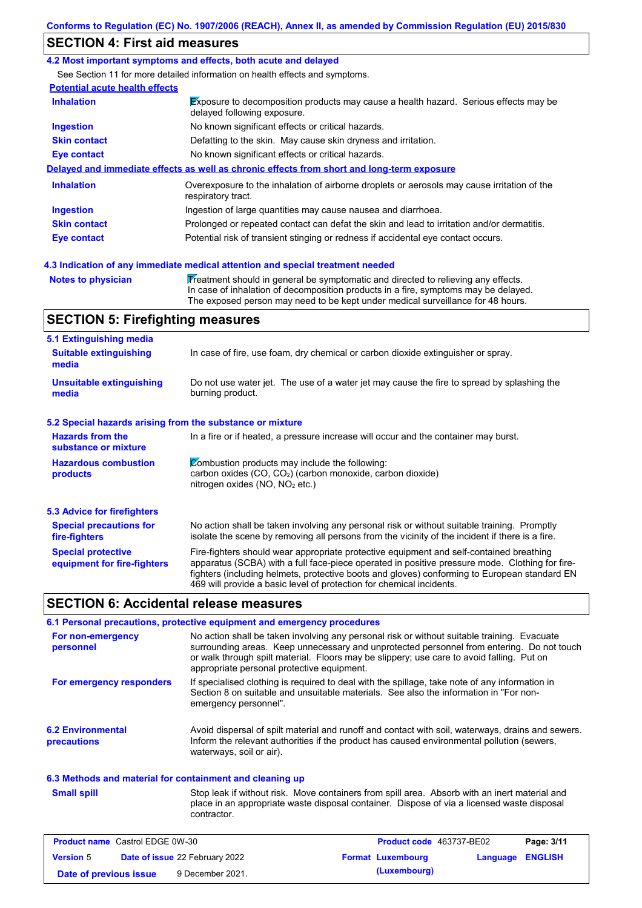## SECTION 4: First aid measures

### 4.2 Most important symptoms and effects, both acute and delayed

See Section 11 for more detailed information on health effects and symptoms.

**Potential acute health effects**

| | |
|---|---|
| **Inhalation** | Exposure to decomposition products may cause a health hazard. Serious effects may be delayed following exposure. |
| **Ingestion** | No known significant effects or critical hazards. |
| **Skin contact** | Defatting to the skin. May cause skin dryness and irritation. |
| **Eye contact** | No known significant effects or critical hazards. |

**Delayed and immediate effects as well as chronic effects from short and long-term exposure**

| | |
|---|---|
| **Inhalation** | Overexposure to the inhalation of airborne droplets or aerosols may cause irritation of the respiratory tract. |
| **Ingestion** | Ingestion of large quantities may cause nausea and diarrhoea. |
| **Skin contact** | Prolonged or repeated contact can defat the skin and lead to irritation and/or dermatitis. |
| **Eye contact** | Potential risk of transient stinging or redness if accidental eye contact occurs. |

### 4.3 Indication of any immediate medical attention and special treatment needed

| | |
|---|---|
| **Notes to physician** | Treatment should in general be symptomatic and directed to relieving any effects. In case of inhalation of decomposition products in a fire, symptoms may be delayed. The exposed person may need to be kept under medical surveillance for 48 hours. |

## SECTION 5: Firefighting measures

### 5.1 Extinguishing media

| | |
|---|---|
| **Suitable extinguishing media** | In case of fire, use foam, dry chemical or carbon dioxide extinguisher or spray. |
| **Unsuitable extinguishing media** | Do not use water jet. The use of a water jet may cause the fire to spread by splashing the burning product. |

### 5.2 Special hazards arising from the substance or mixture

| | |
|---|---|
| **Hazards from the substance or mixture** | In a fire or if heated, a pressure increase will occur and the container may burst. |
| **Hazardous combustion products** | Combustion products may include the following: carbon oxides (CO, $CO_2$) (carbon monoxide, carbon dioxide) nitrogen oxides (NO, $NO_2$ etc.) |

### 5.3 Advice for firefighters

| | |
|---|---|
| **Special precautions for fire-fighters** | No action shall be taken involving any personal risk or without suitable training. Promptly isolate the scene by removing all persons from the vicinity of the incident if there is a fire. |
| **Special protective equipment for fire-fighters** | Fire-fighters should wear appropriate protective equipment and self-contained breathing apparatus (SCBA) with a full face-piece operated in positive pressure mode. Clothing for fire-fighters (including helmets, protective boots and gloves) conforming to European standard EN 469 will provide a basic level of protection for chemical incidents. |

## SECTION 6: Accidental release measures

### 6.1 Personal precautions, protective equipment and emergency procedures

| | |
|---|---|
| **For non-emergency personnel** | No action shall be taken involving any personal risk or without suitable training. Evacuate surrounding areas. Keep unnecessary and unprotected personnel from entering. Do not touch or walk through spilt material. Floors may be slippery; use care to avoid falling. Put on appropriate personal protective equipment. |
| **For emergency responders** | If specialised clothing is required to deal with the spillage, take note of any information in Section 8 on suitable and unsuitable materials. See also the information in "For non-emergency personnel". |

| | |
|---|---|
| **6.2 Environmental precautions** | Avoid dispersal of spilt material and runoff and contact with soil, waterways, drains and sewers. Inform the relevant authorities if the product has caused environmental pollution (sewers, waterways, soil or air). |

### 6.3 Methods and material for containment and cleaning up

| | |
|---|---|
| **Small spill** | Stop leak if without risk. Move containers from spill area. Absorb with an inert material and place in an appropriate waste disposal container. Dispose of via a licensed waste disposal contractor. |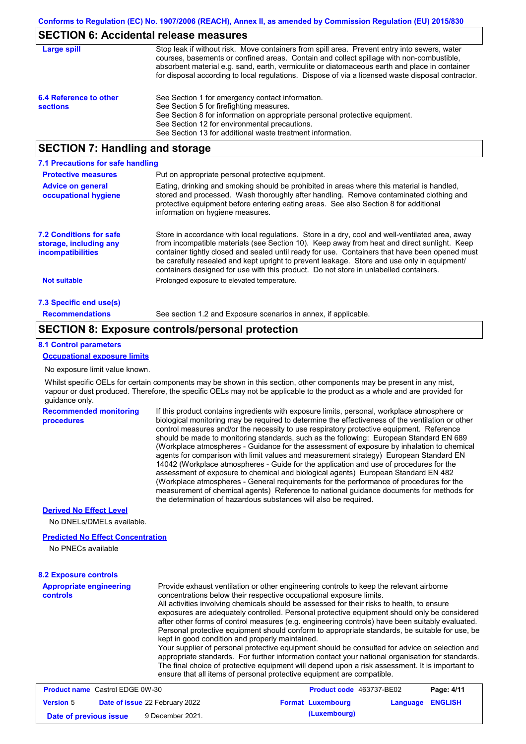## SECTION 6: Accidental release measures

| | |
|---|---|
| **Large spill** | Stop leak if without risk. Move containers from spill area. Prevent entry into sewers, water courses, basements or confined areas. Contain and collect spillage with non-combustible, absorbent material e.g. sand, earth, vermiculite or diatomaceous earth and place in container for disposal according to local regulations. Dispose of via a licensed waste disposal contractor. |
| **6.4 Reference to other sections** | See Section 1 for emergency contact information.<br>See Section 5 for firefighting measures.<br>See Section 8 for information on appropriate personal protective equipment.<br>See Section 12 for environmental precautions.<br>See Section 13 for additional waste treatment information. |

## SECTION 7: Handling and storage

### 7.1 Precautions for safe handling

| | |
|---|---|
| **Protective measures** | Put on appropriate personal protective equipment. |
| **Advice on general occupational hygiene** | Eating, drinking and smoking should be prohibited in areas where this material is handled, stored and processed. Wash thoroughly after handling. Remove contaminated clothing and protective equipment before entering eating areas. See also Section 8 for additional information on hygiene measures. |
| **7.2 Conditions for safe storage, including any incompatibilities** | Store in accordance with local regulations. Store in a dry, cool and well-ventilated area, away from incompatible materials (see Section 10). Keep away from heat and direct sunlight. Keep container tightly closed and sealed until ready for use. Containers that have been opened must be carefully resealed and kept upright to prevent leakage. Store and use only in equipment/ containers designed for use with this product. Do not store in unlabelled containers. |
| **Not suitable** | Prolonged exposure to elevated temperature. |

### 7.3 Specific end use(s)

| | |
|---|---|
| **Recommendations** | See section 1.2 and Exposure scenarios in annex, if applicable. |

## SECTION 8: Exposure controls/personal protection

### 8.1 Control parameters

**Occupational exposure limits**

No exposure limit value known.

Whilst specific OELs for certain components may be shown in this section, other components may be present in any mist, vapour or dust produced. Therefore, the specific OELs may not be applicable to the product as a whole and are provided for guidance only.

| | |
|---|---|
| **Recommended monitoring procedures** | If this product contains ingredients with exposure limits, personal, workplace atmosphere or biological monitoring may be required to determine the effectiveness of the ventilation or other control measures and/or the necessity to use respiratory protective equipment. Reference should be made to monitoring standards, such as the following: European Standard EN 689 (Workplace atmospheres - Guidance for the assessment of exposure by inhalation to chemical agents for comparison with limit values and measurement strategy) European Standard EN 14042 (Workplace atmospheres - Guide for the application and use of procedures for the assessment of exposure to chemical and biological agents) European Standard EN 482 (Workplace atmospheres - General requirements for the performance of procedures for the measurement of chemical agents) Reference to national guidance documents for methods for the determination of hazardous substances will also be required. |

**Derived No Effect Level**

No DNELs/DMELs available.

**Predicted No Effect Concentration**

No PNECs available

### 8.2 Exposure controls

| | |
|---|---|
| **Appropriate engineering controls** | Provide exhaust ventilation or other engineering controls to keep the relevant airborne concentrations below their respective occupational exposure limits.<br>All activities involving chemicals should be assessed for their risks to health, to ensure exposures are adequately controlled. Personal protective equipment should only be considered after other forms of control measures (e.g. engineering controls) have been suitably evaluated. Personal protective equipment should conform to appropriate standards, be suitable for use, be kept in good condition and properly maintained.<br>Your supplier of personal protective equipment should be consulted for advice on selection and appropriate standards. For further information contact your national organisation for standards.<br>The final choice of protective equipment will depend upon a risk assessment. It is important to ensure that all items of personal protective equipment are compatible. |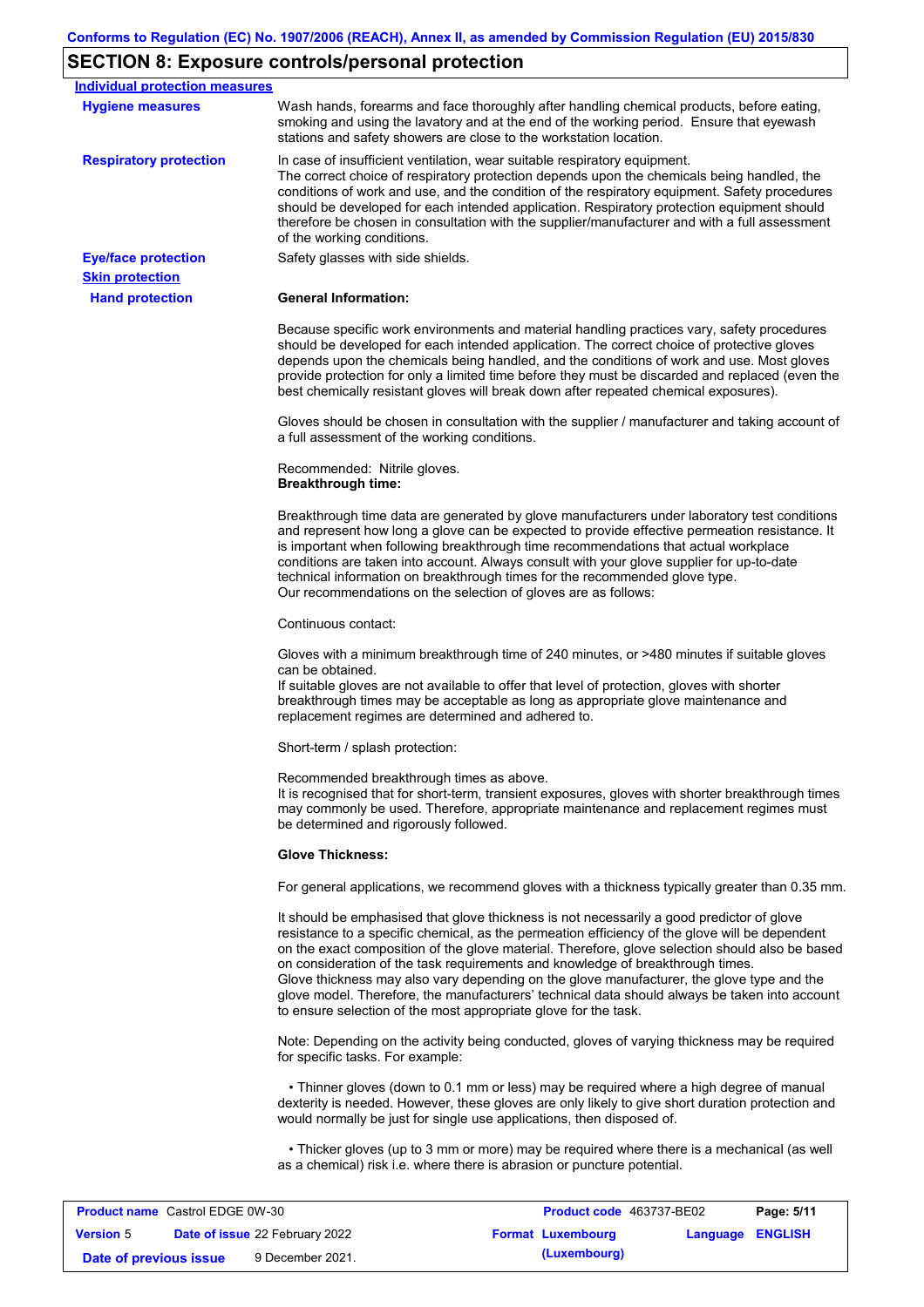## SECTION 8: Exposure controls/personal protection

**Individual protection measures**

**Hygiene measures**

Wash hands, forearms and face thoroughly after handling chemical products, before eating, smoking and using the lavatory and at the end of the working period. Ensure that eyewash stations and safety showers are close to the workstation location.

**Respiratory protection**

In case of insufficient ventilation, wear suitable respiratory equipment.
The correct choice of respiratory protection depends upon the chemicals being handled, the conditions of work and use, and the condition of the respiratory equipment. Safety procedures should be developed for each intended application. Respiratory protection equipment should therefore be chosen in consultation with the supplier/manufacturer and with a full assessment of the working conditions.

**Eye/face protection**

Safety glasses with side shields.

**Skin protection**

**Hand protection**

**General Information:**

Because specific work environments and material handling practices vary, safety procedures should be developed for each intended application. The correct choice of protective gloves depends upon the chemicals being handled, and the conditions of work and use. Most gloves provide protection for only a limited time before they must be discarded and replaced (even the best chemically resistant gloves will break down after repeated chemical exposures).

Gloves should be chosen in consultation with the supplier / manufacturer and taking account of a full assessment of the working conditions.

Recommended: Nitrile gloves.
**Breakthrough time:**

Breakthrough time data are generated by glove manufacturers under laboratory test conditions and represent how long a glove can be expected to provide effective permeation resistance. It is important when following breakthrough time recommendations that actual workplace conditions are taken into account. Always consult with your glove supplier for up-to-date technical information on breakthrough times for the recommended glove type.
Our recommendations on the selection of gloves are as follows:

Continuous contact:

Gloves with a minimum breakthrough time of 240 minutes, or >480 minutes if suitable gloves can be obtained.
If suitable gloves are not available to offer that level of protection, gloves with shorter breakthrough times may be acceptable as long as appropriate glove maintenance and replacement regimes are determined and adhered to.

Short-term / splash protection:

Recommended breakthrough times as above.
It is recognised that for short-term, transient exposures, gloves with shorter breakthrough times may commonly be used. Therefore, appropriate maintenance and replacement regimes must be determined and rigorously followed.

**Glove Thickness:**

For general applications, we recommend gloves with a thickness typically greater than 0.35 mm.

It should be emphasised that glove thickness is not necessarily a good predictor of glove resistance to a specific chemical, as the permeation efficiency of the glove will be dependent on the exact composition of the glove material. Therefore, glove selection should also be based on consideration of the task requirements and knowledge of breakthrough times.
Glove thickness may also vary depending on the glove manufacturer, the glove type and the glove model. Therefore, the manufacturers' technical data should always be taken into account to ensure selection of the most appropriate glove for the task.

Note: Depending on the activity being conducted, gloves of varying thickness may be required for specific tasks. For example:

- Thinner gloves (down to 0.1 mm or less) may be required where a high degree of manual dexterity is needed. However, these gloves are only likely to give short duration protection and would normally be just for single use applications, then disposed of.

- Thicker gloves (up to 3 mm or more) may be required where there is a mechanical (as well as a chemical) risk i.e. where there is abrasion or puncture potential.

| **Product name** Castrol EDGE 0W-30 | **Product code** 463737-BE02 | **Page:** 5/11 |
|---|---|---|
| **Version** 5 **Date of issue** 22 February 2022 | **Format** Luxembourg (Luxembourg) | **Language** ENGLISH |
| **Date of previous issue** 9 December 2021. | | |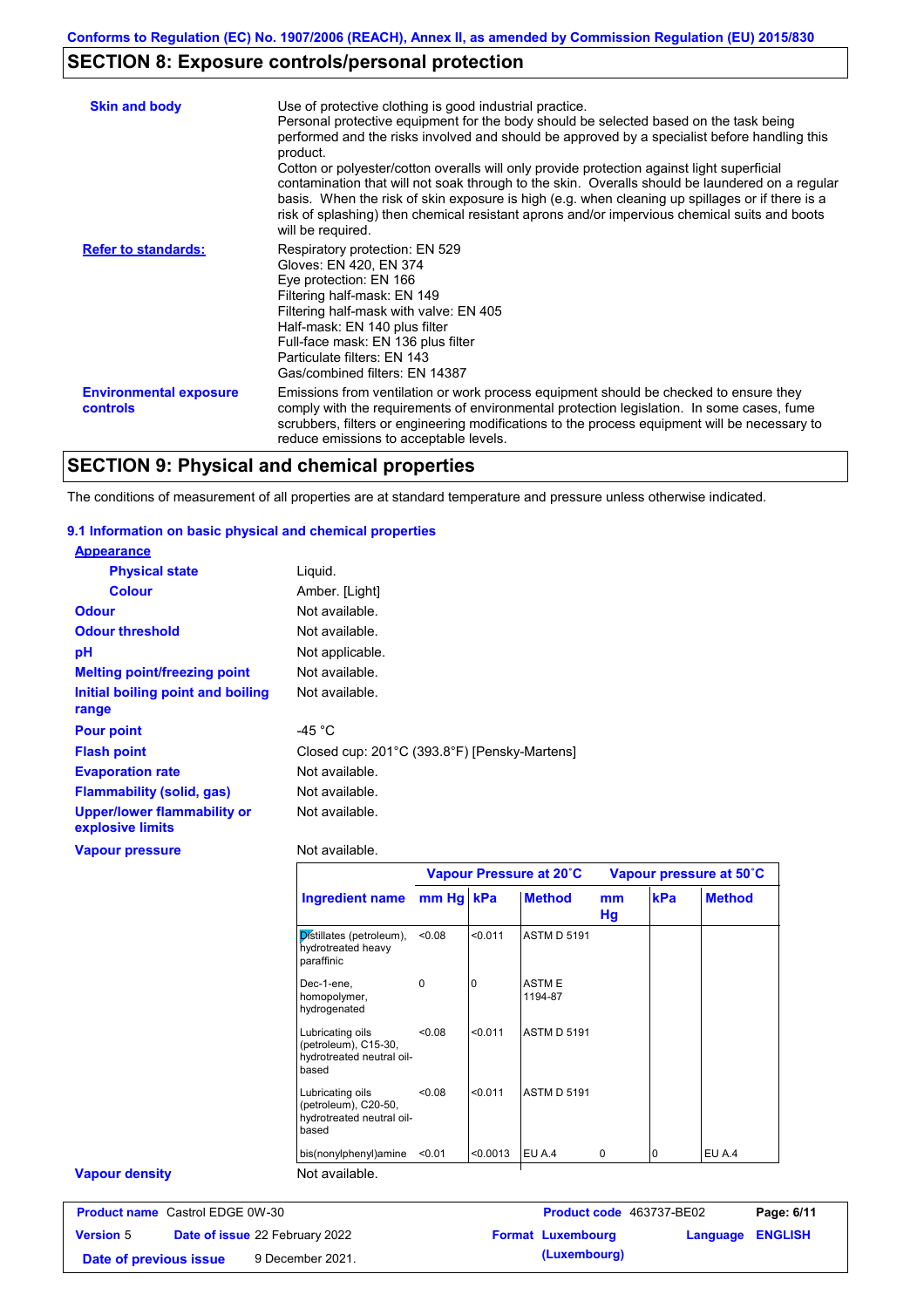Conforms to Regulation (EC) No. 1907/2006 (REACH), Annex II, as amended by Commission Regulation (EU) 2015/830

## SECTION 8: Exposure controls/personal protection

**Skin and body**

Use of protective clothing is good industrial practice.
Personal protective equipment for the body should be selected based on the task being performed and the risks involved and should be approved by a specialist before handling this product.
Cotton or polyester/cotton overalls will only provide protection against light superficial contamination that will not soak through to the skin. Overalls should be laundered on a regular basis. When the risk of skin exposure is high (e.g. when cleaning up spillages or if there is a risk of splashing) then chemical resistant aprons and/or impervious chemical suits and boots will be required.

**Refer to standards:**

Respiratory protection: EN 529
Gloves: EN 420, EN 374
Eye protection: EN 166
Filtering half-mask: EN 149
Filtering half-mask with valve: EN 405
Half-mask: EN 140 plus filter
Full-face mask: EN 136 plus filter
Particulate filters: EN 143
Gas/combined filters: EN 14387

**Environmental exposure controls**

Emissions from ventilation or work process equipment should be checked to ensure they comply with the requirements of environmental protection legislation. In some cases, fume scrubbers, filters or engineering modifications to the process equipment will be necessary to reduce emissions to acceptable levels.

## SECTION 9: Physical and chemical properties

The conditions of measurement of all properties are at standard temperature and pressure unless otherwise indicated.

### 9.1 Information on basic physical and chemical properties

**Appearance**

| | |
|---|---|
| **Physical state** | Liquid. |
| **Colour** | Amber. [Light] |
| **Odour** | Not available. |
| **Odour threshold** | Not available. |
| **pH** | Not applicable. |
| **Melting point/freezing point** | Not available. |
| **Initial boiling point and boiling range** | Not available. |
| **Pour point** | -45 °C |
| **Flash point** | Closed cup: 201°C (393.8°F) [Pensky-Martens] |
| **Evaporation rate** | Not available. |
| **Flammability (solid, gas)** | Not available. |
| **Upper/lower flammability or explosive limits** | Not available. |
| **Vapour pressure** | Not available. |

| | Vapour Pressure at 20˚C | | | Vapour pressure at 50˚C | | |
|---|---|---|---|---|---|---|
| **Ingredient name** | **mm Hg** | **kPa** | **Method** | **mm Hg** | **kPa** | **Method** |
| Distillates (petroleum), hydrotreated heavy paraffinic | <0.08 | <0.011 | ASTM D 5191 | | | |
| Dec-1-ene, homopolymer, hydrogenated | 0 | 0 | ASTM E 1194-87 | | | |
| Lubricating oils (petroleum), C15-30, hydrotreated neutral oil-based | <0.08 | <0.011 | ASTM D 5191 | | | |
| Lubricating oils (petroleum), C20-50, hydrotreated neutral oil-based | <0.08 | <0.011 | ASTM D 5191 | | | |
| bis(nonylphenyl)amine | <0.01 | <0.0013 | EU A.4 | 0 | 0 | EU A.4 |

**Vapour density** Not available.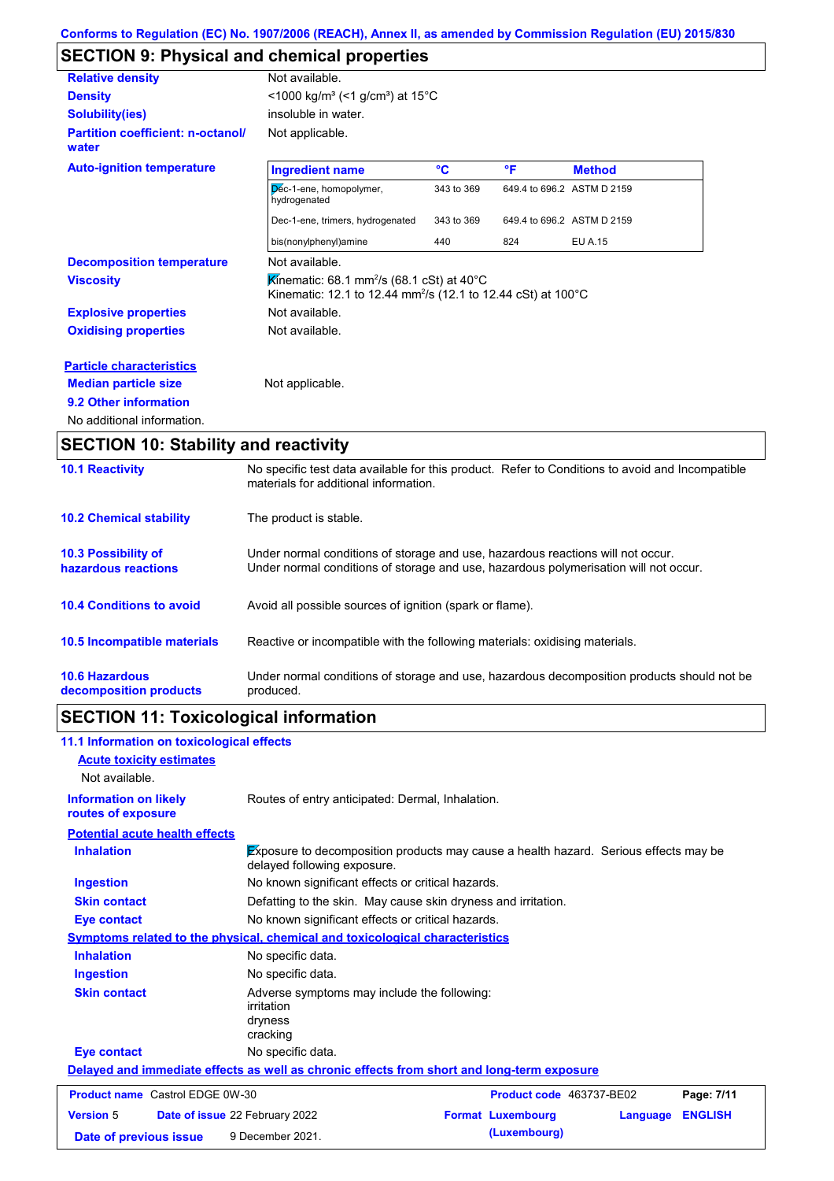## SECTION 9: Physical and chemical properties

**Relative density** Not available.

**Density** <1000 kg/m³ (<1 g/cm³) at 15°C

**Solubility(ies)** insoluble in water.

**Partition coefficient: n-octanol/ water** Not applicable.

**Auto-ignition temperature**

| Ingredient name | °C | °F | Method |
|---|---|---|---|
| Dec-1-ene, homopolymer, hydrogenated | 343 to 369 | 649.4 to 696.2 | ASTM D 2159 |
| Dec-1-ene, trimers, hydrogenated | 343 to 369 | 649.4 to 696.2 | ASTM D 2159 |
| bis(nonylphenyl)amine | 440 | 824 | EU A.15 |

**Decomposition temperature** Not available.

**Viscosity** Kinematic: 68.1 $mm^2/s$ (68.1 cSt) at 40°C
Kinematic: 12.1 to 12.44 $mm^2/s$ (12.1 to 12.44 cSt) at 100°C

**Explosive properties** Not available.

**Oxidising properties** Not available.

**Particle characteristics**

**Median particle size** Not applicable.

**9.2 Other information**

No additional information.

## SECTION 10: Stability and reactivity

**10.1 Reactivity** No specific test data available for this product. Refer to Conditions to avoid and Incompatible materials for additional information.

**10.2 Chemical stability** The product is stable.

**10.3 Possibility of hazardous reactions** Under normal conditions of storage and use, hazardous reactions will not occur.
Under normal conditions of storage and use, hazardous polymerisation will not occur.

**10.4 Conditions to avoid** Avoid all possible sources of ignition (spark or flame).

**10.5 Incompatible materials** Reactive or incompatible with the following materials: oxidising materials.

**10.6 Hazardous decomposition products** Under normal conditions of storage and use, hazardous decomposition products should not be produced.

## SECTION 11: Toxicological information

**11.1 Information on toxicological effects**

**Acute toxicity estimates**

Not available.

**Information on likely routes of exposure** Routes of entry anticipated: Dermal, Inhalation.

**Potential acute health effects**

**Inhalation** Exposure to decomposition products may cause a health hazard. Serious effects may be delayed following exposure.

**Ingestion** No known significant effects or critical hazards.

**Skin contact** Defatting to the skin. May cause skin dryness and irritation.

**Eye contact** No known significant effects or critical hazards.

**Symptoms related to the physical, chemical and toxicological characteristics**

**Inhalation** No specific data.

**Ingestion** No specific data.

**Skin contact** Adverse symptoms may include the following:
irritation
dryness
cracking

**Eye contact** No specific data.

**Delayed and immediate effects as well as chronic effects from short and long-term exposure**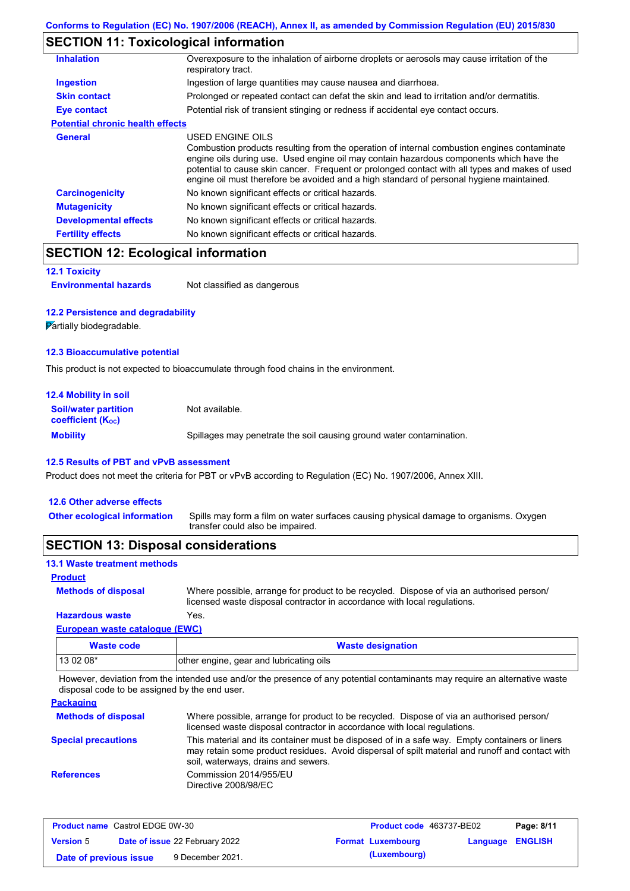Conforms to Regulation (EC) No. 1907/2006 (REACH), Annex II, as amended by Commission Regulation (EU) 2015/830

## SECTION 11: Toxicological information

| | |
|---|---|
| **Inhalation** | Overexposure to the inhalation of airborne droplets or aerosols may cause irritation of the respiratory tract. |
| **Ingestion** | Ingestion of large quantities may cause nausea and diarrhoea. |
| **Skin contact** | Prolonged or repeated contact can defat the skin and lead to irritation and/or dermatitis. |
| **Eye contact** | Potential risk of transient stinging or redness if accidental eye contact occurs. |

**Potential chronic health effects**

| | |
|---|---|
| **General** | USED ENGINE OILS<br>Combustion products resulting from the operation of internal combustion engines contaminate engine oils during use. Used engine oil may contain hazardous components which have the potential to cause skin cancer. Frequent or prolonged contact with all types and makes of used engine oil must therefore be avoided and a high standard of personal hygiene maintained. |
| **Carcinogenicity** | No known significant effects or critical hazards. |
| **Mutagenicity** | No known significant effects or critical hazards. |
| **Developmental effects** | No known significant effects or critical hazards. |
| **Fertility effects** | No known significant effects or critical hazards. |

## SECTION 12: Ecological information

### 12.1 Toxicity

**Environmental hazards** Not classified as dangerous

### 12.2 Persistence and degradability

Partially biodegradable.

### 12.3 Bioaccumulative potential

This product is not expected to bioaccumulate through food chains in the environment.

### 12.4 Mobility in soil

| | |
|---|---|
| **Soil/water partition coefficient ($K_{OC}$)** | Not available. |
| **Mobility** | Spillages may penetrate the soil causing ground water contamination. |

### 12.5 Results of PBT and vPvB assessment

Product does not meet the criteria for PBT or vPvB according to Regulation (EC) No. 1907/2006, Annex XIII.

### 12.6 Other adverse effects

**Other ecological information** Spills may form a film on water surfaces causing physical damage to organisms. Oxygen transfer could also be impaired.

## SECTION 13: Disposal considerations

### 13.1 Waste treatment methods

**Product**

| | |
|---|---|
| **Methods of disposal** | Where possible, arrange for product to be recycled. Dispose of via an authorised person/ licensed waste disposal contractor in accordance with local regulations. |
| **Hazardous waste** | Yes. |

**European waste catalogue (EWC)**

| Waste code | Waste designation |
|---|---|
| 13 02 08* | other engine, gear and lubricating oils |

However, deviation from the intended use and/or the presence of any potential contaminants may require an alternative waste disposal code to be assigned by the end user.

**Packaging**

| | |
|---|---|
| **Methods of disposal** | Where possible, arrange for product to be recycled. Dispose of via an authorised person/ licensed waste disposal contractor in accordance with local regulations. |
| **Special precautions** | This material and its container must be disposed of in a safe way. Empty containers or liners may retain some product residues. Avoid dispersal of spilt material and runoff and contact with soil, waterways, drains and sewers. |
| **References** | Commission 2014/955/EU<br>Directive 2008/98/EC |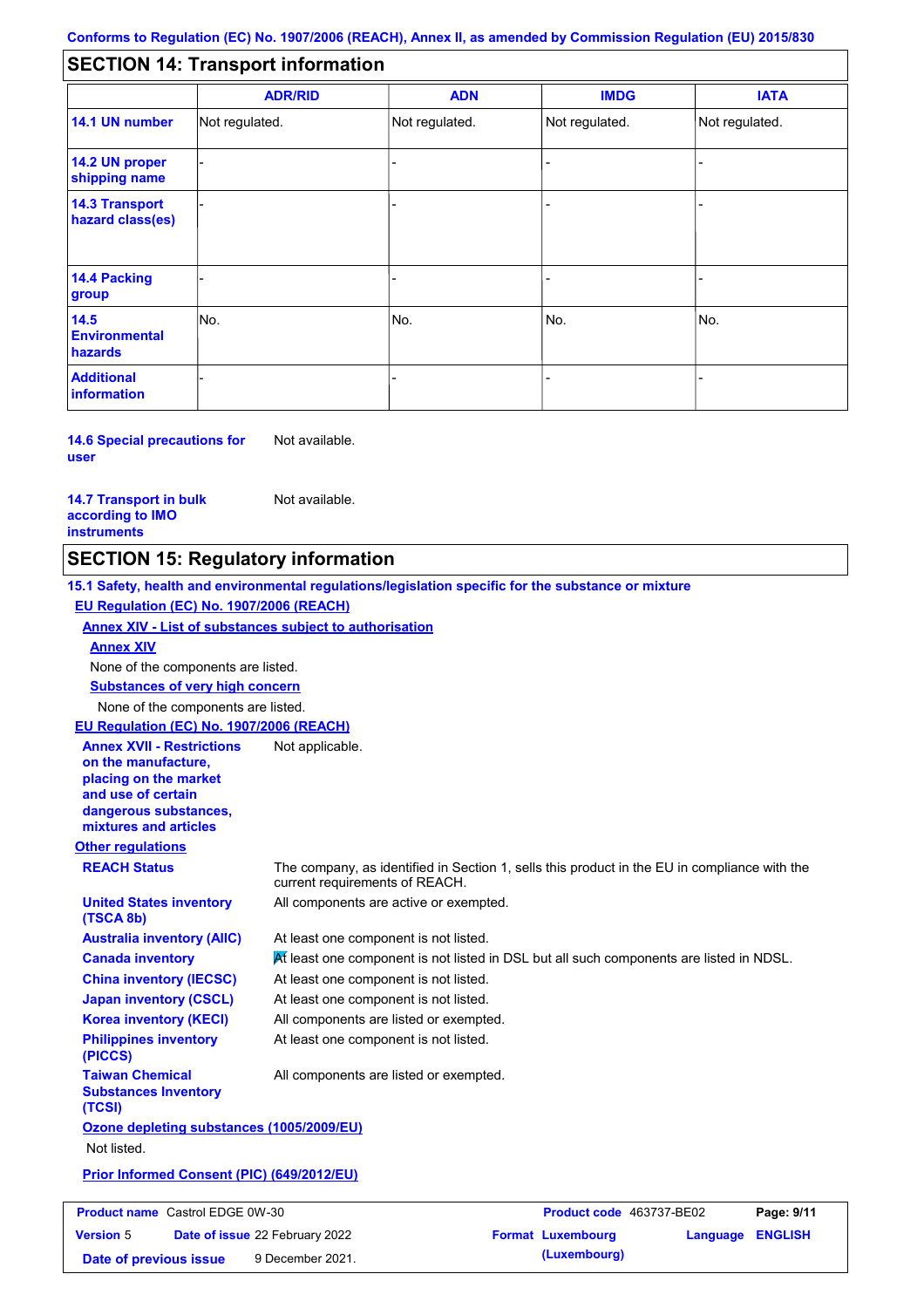Conforms to Regulation (EC) No. 1907/2006 (REACH), Annex II, as amended by Commission Regulation (EU) 2015/830

## SECTION 14: Transport information

| | ADR/RID | ADN | IMDG | IATA |
|---|---|---|---|---|
| **14.1 UN number** | Not regulated. | Not regulated. | Not regulated. | Not regulated. |
| **14.2 UN proper shipping name** | - | - | - | - |
| **14.3 Transport hazard class(es)** | - | - | - | - |
| **14.4 Packing group** | - | - | - | - |
| **14.5 Environmental hazards** | No. | No. | No. | No. |
| **Additional information** | - | - | - | - |

**14.6 Special precautions for user** Not available.

**14.7 Transport in bulk according to IMO instruments** Not available.

## SECTION 15: Regulatory information

**15.1 Safety, health and environmental regulations/legislation specific for the substance or mixture**

**EU Regulation (EC) No. 1907/2006 (REACH)**

**Annex XIV - List of substances subject to authorisation**

**Annex XIV**

None of the components are listed.

**Substances of very high concern**

None of the components are listed.

**EU Regulation (EC) No. 1907/2006 (REACH)**

**Annex XVII - Restrictions on the manufacture, placing on the market and use of certain dangerous substances, mixtures and articles** Not applicable.

**Other regulations**

**REACH Status** The company, as identified in Section 1, sells this product in the EU in compliance with the current requirements of REACH.

**United States inventory (TSCA 8b)** All components are active or exempted.

**Australia inventory (AIIC)** At least one component is not listed.

**Canada inventory** At least one component is not listed in DSL but all such components are listed in NDSL.

**China inventory (IECSC)** At least one component is not listed.

**Japan inventory (CSCL)** At least one component is not listed.

**Korea inventory (KECI)** All components are listed or exempted.

**Philippines inventory (PICCS)** At least one component is not listed.

**Taiwan Chemical Substances Inventory (TCSI)** All components are listed or exempted.

**Ozone depleting substances (1005/2009/EU)**

Not listed.

**Prior Informed Consent (PIC) (649/2012/EU)**

| **Product name** Castrol EDGE 0W-30 | **Product code** 463737-BE02 | **Page: 9/11** |
|---|---|---|
| **Version** 5 **Date of issue** 22 February 2022 | **Format** Luxembourg (Luxembourg) | **Language** ENGLISH |
| **Date of previous issue** 9 December 2021. | | |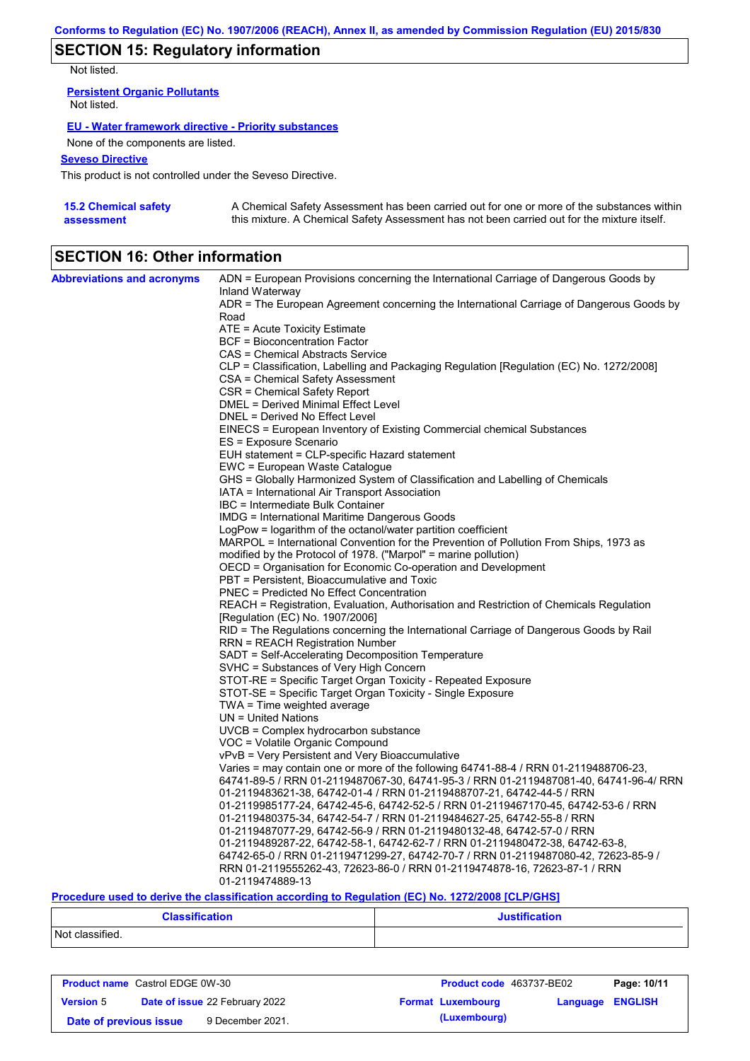## SECTION 15: Regulatory information

Not listed.

**Persistent Organic Pollutants**

Not listed.

**EU - Water framework directive - Priority substances**

None of the components are listed.

**Seveso Directive**

This product is not controlled under the Seveso Directive.

**15.2 Chemical safety assessment**

A Chemical Safety Assessment has been carried out for one or more of the substances within this mixture. A Chemical Safety Assessment has not been carried out for the mixture itself.

## SECTION 16: Other information

**Abbreviations and acronyms**

ADN = European Provisions concerning the International Carriage of Dangerous Goods by Inland Waterway
ADR = The European Agreement concerning the International Carriage of Dangerous Goods by Road
ATE = Acute Toxicity Estimate
BCF = Bioconcentration Factor
CAS = Chemical Abstracts Service
CLP = Classification, Labelling and Packaging Regulation [Regulation (EC) No. 1272/2008]
CSA = Chemical Safety Assessment
CSR = Chemical Safety Report
DMEL = Derived Minimal Effect Level
DNEL = Derived No Effect Level
EINECS = European Inventory of Existing Commercial chemical Substances
ES = Exposure Scenario
EUH statement = CLP-specific Hazard statement
EWC = European Waste Catalogue
GHS = Globally Harmonized System of Classification and Labelling of Chemicals
IATA = International Air Transport Association
IBC = Intermediate Bulk Container
IMDG = International Maritime Dangerous Goods
LogPow = logarithm of the octanol/water partition coefficient
MARPOL = International Convention for the Prevention of Pollution From Ships, 1973 as modified by the Protocol of 1978. ("Marpol" = marine pollution)
OECD = Organisation for Economic Co-operation and Development
PBT = Persistent, Bioaccumulative and Toxic
PNEC = Predicted No Effect Concentration
REACH = Registration, Evaluation, Authorisation and Restriction of Chemicals Regulation [Regulation (EC) No. 1907/2006]
RID = The Regulations concerning the International Carriage of Dangerous Goods by Rail
RRN = REACH Registration Number
SADT = Self-Accelerating Decomposition Temperature
SVHC = Substances of Very High Concern
STOT-RE = Specific Target Organ Toxicity - Repeated Exposure
STOT-SE = Specific Target Organ Toxicity - Single Exposure
TWA = Time weighted average
UN = United Nations
UVCB = Complex hydrocarbon substance
VOC = Volatile Organic Compound
vPvB = Very Persistent and Very Bioaccumulative
Varies = may contain one or more of the following 64741-88-4 / RRN 01-2119488706-23, 64741-89-5 / RRN 01-2119487067-30, 64741-95-3 / RRN 01-2119487081-40, 64741-96-4/ RRN 01-2119483621-38, 64742-01-4 / RRN 01-2119488707-21, 64742-44-5 / RRN 01-2119985177-24, 64742-45-6, 64742-52-5 / RRN 01-2119467170-45, 64742-53-6 / RRN 01-2119480375-34, 64742-54-7 / RRN 01-2119484627-25, 64742-55-8 / RRN 01-2119487077-29, 64742-56-9 / RRN 01-2119480132-48, 64742-57-0 / RRN 01-2119489287-22, 64742-58-1, 64742-62-7 / RRN 01-2119480472-38, 64742-63-8, 64742-65-0 / RRN 01-2119471299-27, 64742-70-7 / RRN 01-2119487080-42, 72623-85-9 / RRN 01-2119555262-43, 72623-86-0 / RRN 01-2119474878-16, 72623-87-1 / RRN 01-2119474889-13

**Procedure used to derive the classification according to Regulation (EC) No. 1272/2008 [CLP/GHS]**

| Classification | Justification |
| --- | --- |
| Not classified. | |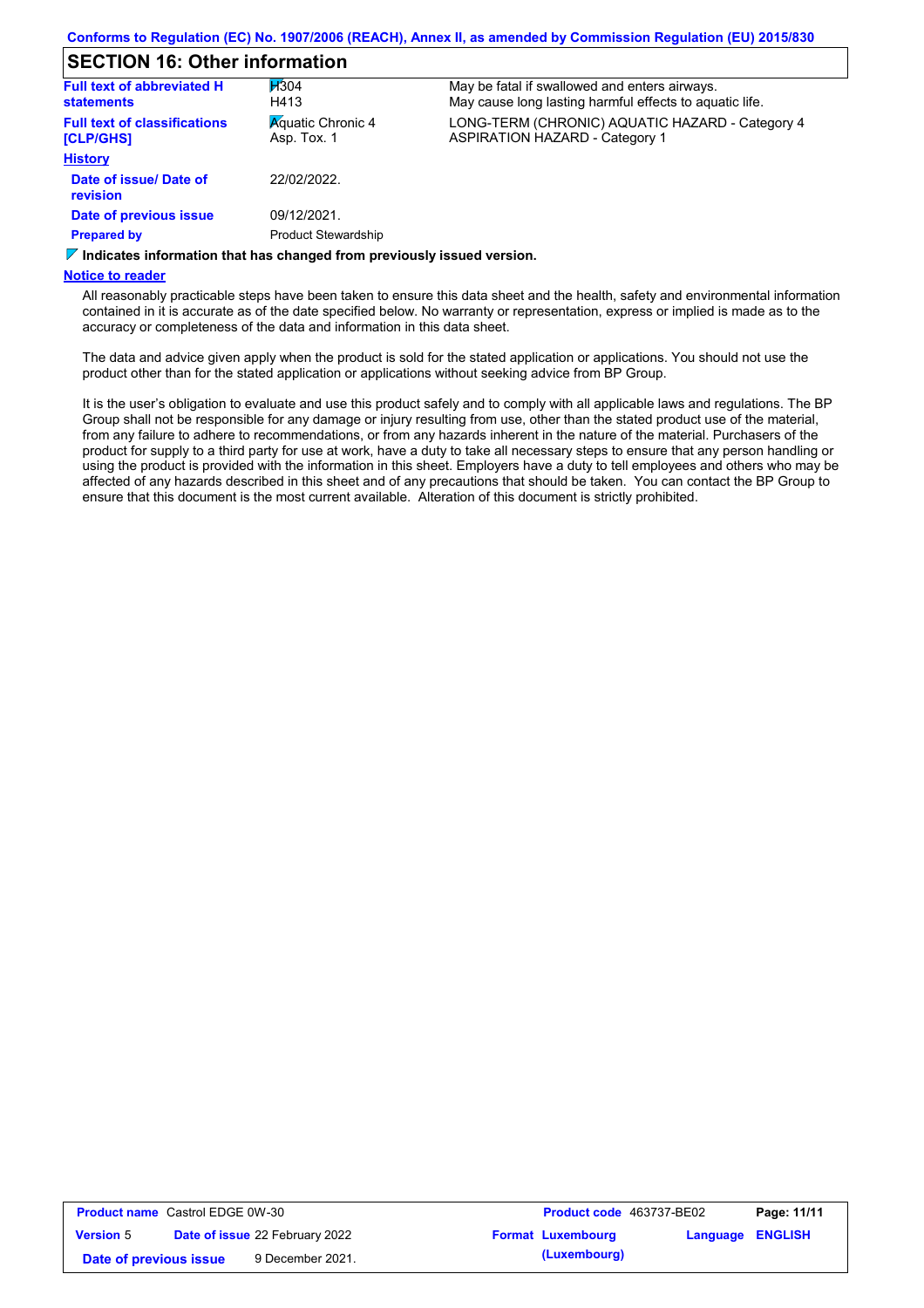## SECTION 16: Other information

| | | |
|---|---|---|
| **Full text of abbreviated H statements** | H304<br>H413 | May be fatal if swallowed and enters airways.<br>May cause long lasting harmful effects to aquatic life. |
| **Full text of classifications [CLP/GHS]** | Aquatic Chronic 4<br>Asp. Tox. 1 | LONG-TERM (CHRONIC) AQUATIC HAZARD - Category 4<br>ASPIRATION HAZARD - Category 1 |

**History**

| | |
|---|---|
| **Date of issue/ Date of revision** | 22/02/2022. |
| **Date of previous issue** | 09/12/2021. |
| **Prepared by** | Product Stewardship |

**Indicates information that has changed from previously issued version.**

**Notice to reader**

All reasonably practicable steps have been taken to ensure this data sheet and the health, safety and environmental information contained in it is accurate as of the date specified below. No warranty or representation, express or implied is made as to the accuracy or completeness of the data and information in this data sheet.

The data and advice given apply when the product is sold for the stated application or applications. You should not use the product other than for the stated application or applications without seeking advice from BP Group.

It is the user's obligation to evaluate and use this product safely and to comply with all applicable laws and regulations. The BP Group shall not be responsible for any damage or injury resulting from use, other than the stated product use of the material, from any failure to adhere to recommendations, or from any hazards inherent in the nature of the material. Purchasers of the product for supply to a third party for use at work, have a duty to take all necessary steps to ensure that any person handling or using the product is provided with the information in this sheet. Employers have a duty to tell employees and others who may be affected of any hazards described in this sheet and of any precautions that should be taken. You can contact the BP Group to ensure that this document is the most current available. Alteration of this document is strictly prohibited.